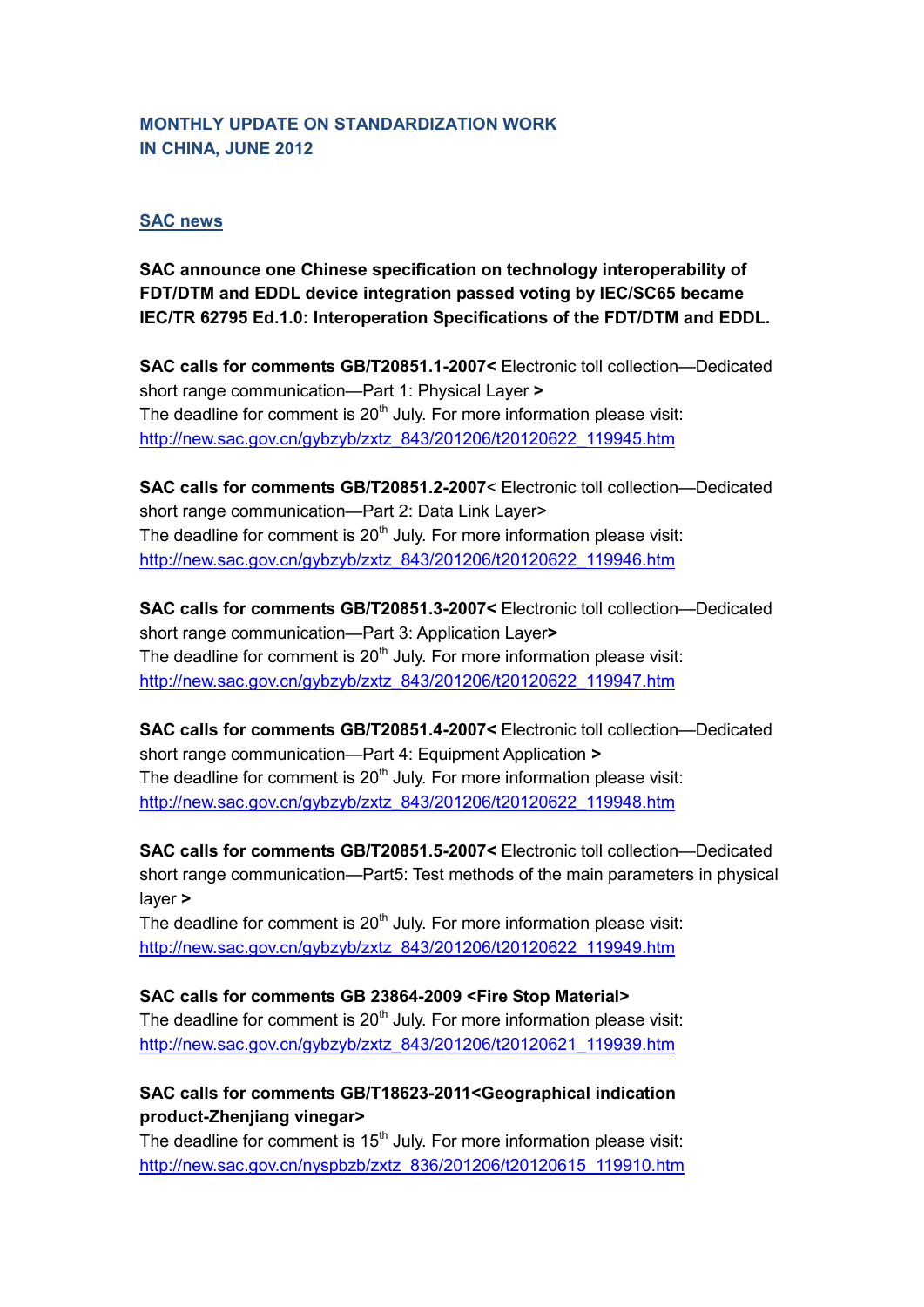## MONTHLY UPDATE ON STANDARDIZATION WORK IN CHINA, JUNE 2012

### SAC news

**SAC announce one Chinese specification on technology interoperability of FDT/DTM and EDDL device integration passed voting by IEC/SC65 became IEC/TR 62795 Ed.1.0: Interoperation Specifications of the FDT/DTM and EDDL.**

**SAC calls for comments GB/T20851.1-2007<** Electronic toll collection—Dedicated short range communication—Part 1: Physical Layer **>**
The deadline for comment is 20th July. For more information please visit:
http://new.sac.gov.cn/gybzyb/zxtz_843/201206/t20120622_119945.htm

**SAC calls for comments GB/T20851.2-2007**< Electronic toll collection—Dedicated short range communication—Part 2: Data Link Layer>
The deadline for comment is 20th July. For more information please visit:
http://new.sac.gov.cn/gybzyb/zxtz_843/201206/t20120622_119946.htm

**SAC calls for comments GB/T20851.3-2007<** Electronic toll collection—Dedicated short range communication—Part 3: Application Layer**>**
The deadline for comment is 20th July. For more information please visit:
http://new.sac.gov.cn/gybzyb/zxtz_843/201206/t20120622_119947.htm

**SAC calls for comments GB/T20851.4-2007<** Electronic toll collection—Dedicated short range communication—Part 4: Equipment Application **>**
The deadline for comment is 20th July. For more information please visit:
http://new.sac.gov.cn/gybzyb/zxtz_843/201206/t20120622_119948.htm

**SAC calls for comments GB/T20851.5-2007<** Electronic toll collection—Dedicated short range communication—Part5: Test methods of the main parameters in physical layer **>**
The deadline for comment is 20th July. For more information please visit:
http://new.sac.gov.cn/gybzyb/zxtz_843/201206/t20120622_119949.htm

**SAC calls for comments GB 23864-2009 <Fire Stop Material>**
The deadline for comment is 20th July. For more information please visit:
http://new.sac.gov.cn/gybzyb/zxtz_843/201206/t20120621_119939.htm

**SAC calls for comments GB/T18623-2011<Geographical indication product-Zhenjiang vinegar>**
The deadline for comment is 15th July. For more information please visit:
http://new.sac.gov.cn/nyspbzb/zxtz_836/201206/t20120615_119910.htm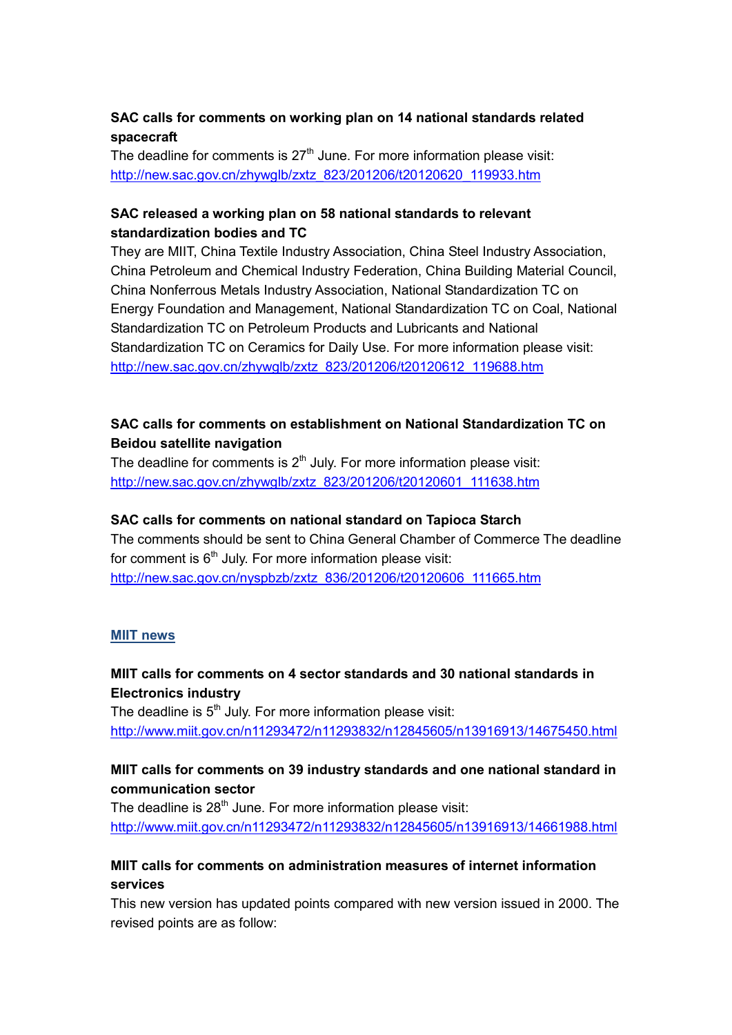**SAC calls for comments on working plan on 14 national standards related spacecraft**

The deadline for comments is 27th June. For more information please visit: http://new.sac.gov.cn/zhywglb/zxtz_823/201206/t20120620_119933.htm

**SAC released a working plan on 58 national standards to relevant standardization bodies and TC**

They are MIIT, China Textile Industry Association, China Steel Industry Association, China Petroleum and Chemical Industry Federation, China Building Material Council, China Nonferrous Metals Industry Association, National Standardization TC on Energy Foundation and Management, National Standardization TC on Coal, National Standardization TC on Petroleum Products and Lubricants and National Standardization TC on Ceramics for Daily Use. For more information please visit: http://new.sac.gov.cn/zhywglb/zxtz_823/201206/t20120612_119688.htm

**SAC calls for comments on establishment on National Standardization TC on Beidou satellite navigation**

The deadline for comments is 2th July. For more information please visit: http://new.sac.gov.cn/zhywglb/zxtz_823/201206/t20120601_111638.htm

**SAC calls for comments on national standard on Tapioca Starch**

The comments should be sent to China General Chamber of Commerce The deadline for comment is 6th July. For more information please visit: http://new.sac.gov.cn/nyspbzb/zxtz_836/201206/t20120606_111665.htm

## MIIT news

**MIIT calls for comments on 4 sector standards and 30 national standards in Electronics industry**

The deadline is 5th July. For more information please visit: http://www.miit.gov.cn/n11293472/n11293832/n12845605/n13916913/14675450.html

**MIIT calls for comments on 39 industry standards and one national standard in communication sector**

The deadline is 28th June. For more information please visit: http://www.miit.gov.cn/n11293472/n11293832/n12845605/n13916913/14661988.html

**MIIT calls for comments on administration measures of internet information services**

This new version has updated points compared with new version issued in 2000. The revised points are as follow: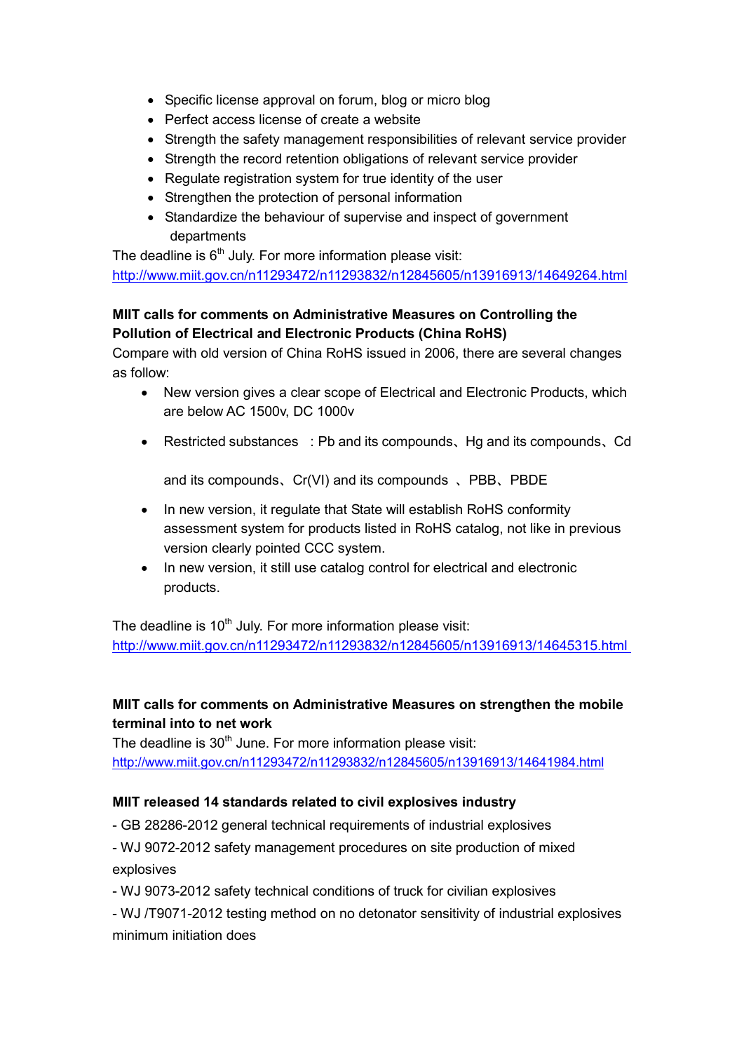- Specific license approval on forum, blog or micro blog
- Perfect access license of create a website
- Strength the safety management responsibilities of relevant service provider
- Strength the record retention obligations of relevant service provider
- Regulate registration system for true identity of the user
- Strengthen the protection of personal information
- Standardize the behaviour of supervise and inspect of government departments

The deadline is 6th July. For more information please visit:
http://www.miit.gov.cn/n11293472/n11293832/n12845605/n13916913/14649264.html

**MIIT calls for comments on Administrative Measures on Controlling the Pollution of Electrical and Electronic Products (China RoHS)**

Compare with old version of China RoHS issued in 2006, there are several changes as follow:

- New version gives a clear scope of Electrical and Electronic Products, which are below AC 1500v, DC 1000v
- Restricted substances ：Pb and its compounds、Hg and its compounds、Cd and its compounds、Cr(VI) and its compounds 、PBB、PBDE
- In new version, it regulate that State will establish RoHS conformity assessment system for products listed in RoHS catalog, not like in previous version clearly pointed CCC system.
- In new version, it still use catalog control for electrical and electronic products.

The deadline is 10th July. For more information please visit:
http://www.miit.gov.cn/n11293472/n11293832/n12845605/n13916913/14645315.html

**MIIT calls for comments on Administrative Measures on strengthen the mobile terminal into to net work**

The deadline is 30th June. For more information please visit:
http://www.miit.gov.cn/n11293472/n11293832/n12845605/n13916913/14641984.html

**MIIT released 14 standards related to civil explosives industry**

- GB 28286-2012 general technical requirements of industrial explosives
- WJ 9072-2012 safety management procedures on site production of mixed explosives
- WJ 9073-2012 safety technical conditions of truck for civilian explosives
- WJ /T9071-2012 testing method on no detonator sensitivity of industrial explosives minimum initiation does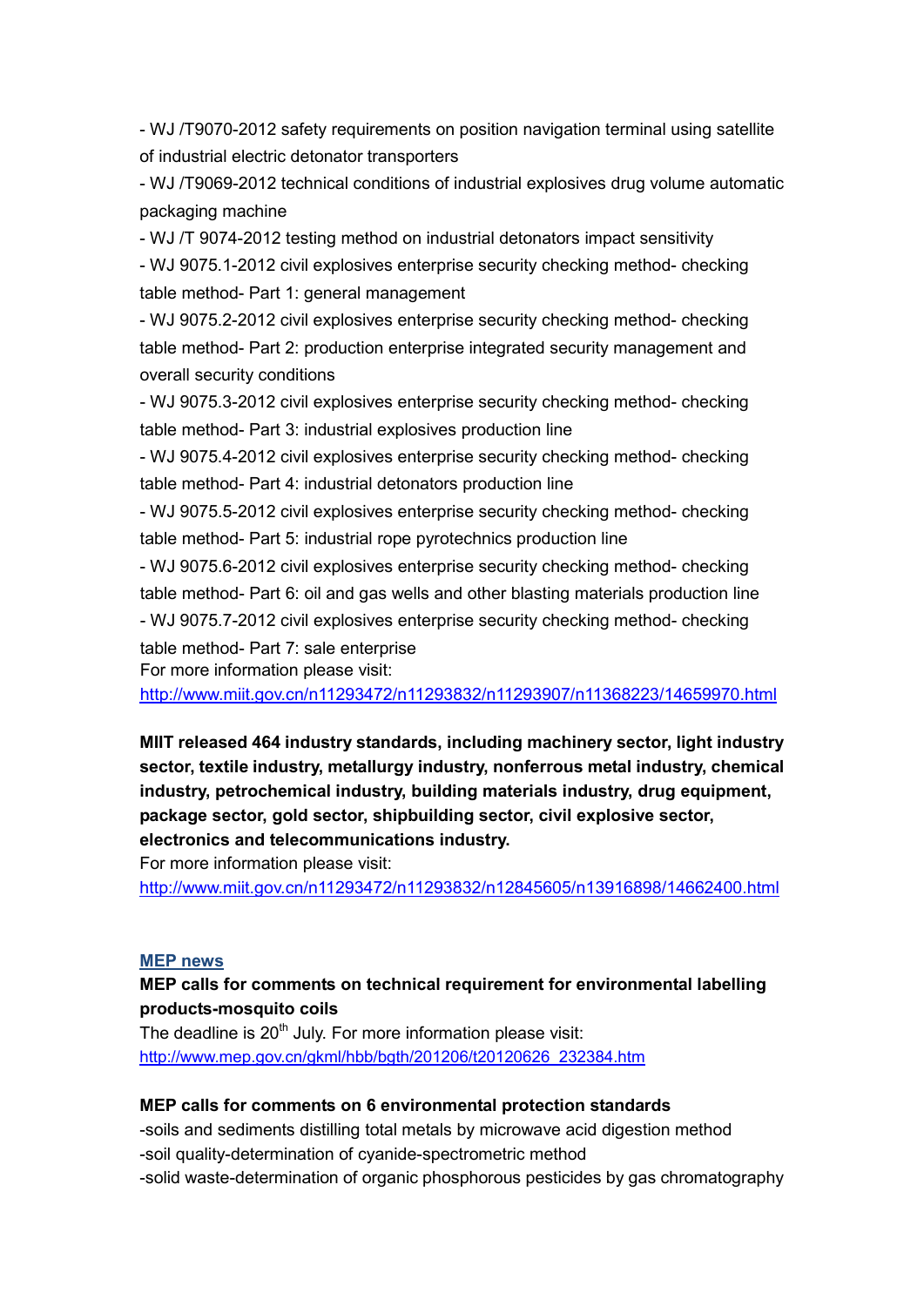- WJ /T9070-2012 safety requirements on position navigation terminal using satellite of industrial electric detonator transporters

- WJ /T9069-2012 technical conditions of industrial explosives drug volume automatic packaging machine

- WJ /T 9074-2012 testing method on industrial detonators impact sensitivity

- WJ 9075.1-2012 civil explosives enterprise security checking method- checking table method- Part 1: general management

- WJ 9075.2-2012 civil explosives enterprise security checking method- checking table method- Part 2: production enterprise integrated security management and overall security conditions

- WJ 9075.3-2012 civil explosives enterprise security checking method- checking table method- Part 3: industrial explosives production line

- WJ 9075.4-2012 civil explosives enterprise security checking method- checking table method- Part 4: industrial detonators production line

- WJ 9075.5-2012 civil explosives enterprise security checking method- checking table method- Part 5: industrial rope pyrotechnics production line

- WJ 9075.6-2012 civil explosives enterprise security checking method- checking table method- Part 6: oil and gas wells and other blasting materials production line

- WJ 9075.7-2012 civil explosives enterprise security checking method- checking table method- Part 7: sale enterprise

For more information please visit:
http://www.miit.gov.cn/n11293472/n11293832/n11293907/n11368223/14659970.html

**MIIT released 464 industry standards, including machinery sector, light industry sector, textile industry, metallurgy industry, nonferrous metal industry, chemical industry, petrochemical industry, building materials industry, drug equipment, package sector, gold sector, shipbuilding sector, civil explosive sector, electronics and telecommunications industry.**

For more information please visit:
http://www.miit.gov.cn/n11293472/n11293832/n12845605/n13916898/14662400.html

## MEP news

**MEP calls for comments on technical requirement for environmental labelling products-mosquito coils**

The deadline is 20th July. For more information please visit:
http://www.mep.gov.cn/gkml/hbb/bgth/201206/t20120626_232384.htm

**MEP calls for comments on 6 environmental protection standards**

-soils and sediments distilling total metals by microwave acid digestion method

-soil quality-determination of cyanide-spectrometric method

-solid waste-determination of organic phosphorous pesticides by gas chromatography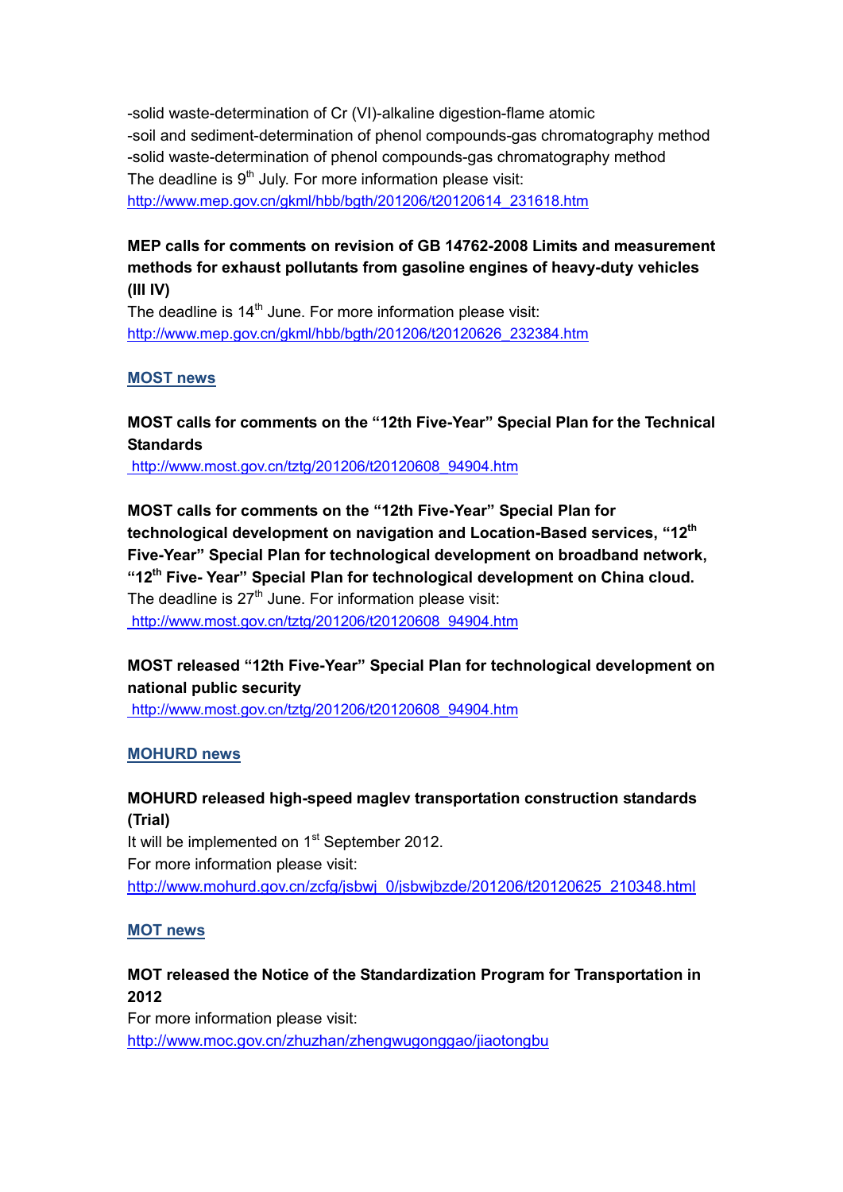-solid waste-determination of Cr (VI)-alkaline digestion-flame atomic
-soil and sediment-determination of phenol compounds-gas chromatography method
-solid waste-determination of phenol compounds-gas chromatography method
The deadline is 9th July. For more information please visit:
http://www.mep.gov.cn/gkml/hbb/bgth/201206/t20120614_231618.htm

**MEP calls for comments on revision of GB 14762-2008 Limits and measurement methods for exhaust pollutants from gasoline engines of heavy-duty vehicles (III IV)**
The deadline is 14th June. For more information please visit:
http://www.mep.gov.cn/gkml/hbb/bgth/201206/t20120626_232384.htm

## MOST news

**MOST calls for comments on the "12th Five-Year" Special Plan for the Technical Standards**
http://www.most.gov.cn/tztg/201206/t20120608_94904.htm

**MOST calls for comments on the "12th Five-Year" Special Plan for technological development on navigation and Location-Based services, "12th Five-Year" Special Plan for technological development on broadband network, "12th Five- Year" Special Plan for technological development on China cloud.**
The deadline is 27th June. For information please visit:
http://www.most.gov.cn/tztg/201206/t20120608_94904.htm

**MOST released "12th Five-Year" Special Plan for technological development on national public security**
http://www.most.gov.cn/tztg/201206/t20120608_94904.htm

## MOHURD news

**MOHURD released high-speed maglev transportation construction standards (Trial)**
It will be implemented on 1st September 2012.
For more information please visit:
http://www.mohurd.gov.cn/zcfg/jsbwj_0/jsbwjbzde/201206/t20120625_210348.html

## MOT news

**MOT released the Notice of the Standardization Program for Transportation in 2012**
For more information please visit:
http://www.moc.gov.cn/zhuzhan/zhengwugonggao/jiaotongbu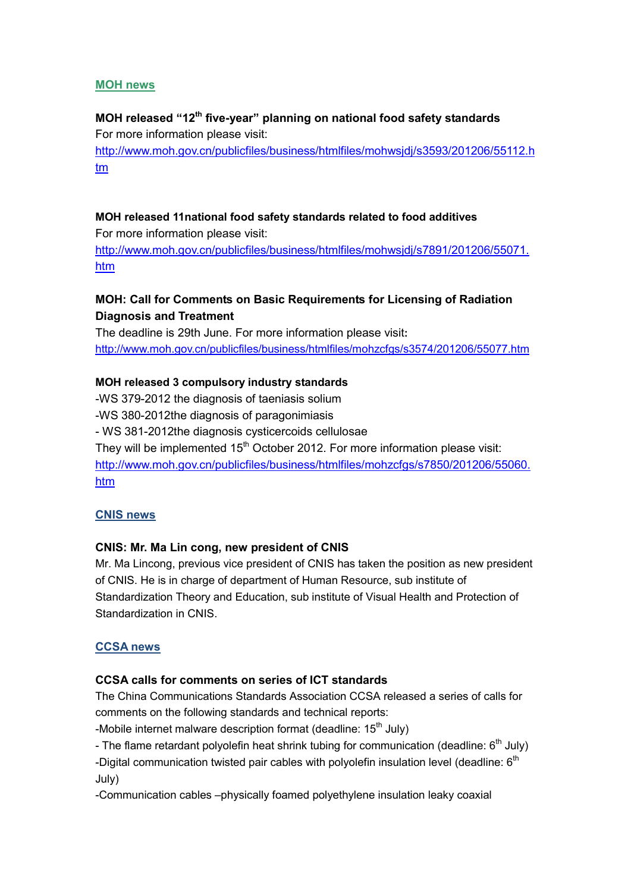## MOH news

**MOH released "12th five-year" planning on national food safety standards**

For more information please visit:
http://www.moh.gov.cn/publicfiles/business/htmlfiles/mohwsjdj/s3593/201206/55112.htm

**MOH released 11national food safety standards related to food additives**

For more information please visit:
http://www.moh.gov.cn/publicfiles/business/htmlfiles/mohwsjdj/s7891/201206/55071.htm

**MOH: Call for Comments on Basic Requirements for Licensing of Radiation Diagnosis and Treatment**

The deadline is 29th June. For more information please visit:
http://www.moh.gov.cn/publicfiles/business/htmlfiles/mohzcfgs/s3574/201206/55077.htm

**MOH released 3 compulsory industry standards**

-WS 379-2012 the diagnosis of taeniasis solium
-WS 380-2012the diagnosis of paragonimiasis
- WS 381-2012the diagnosis cysticercoids cellulosae

They will be implemented 15th October 2012. For more information please visit:
http://www.moh.gov.cn/publicfiles/business/htmlfiles/mohzcfgs/s7850/201206/55060.htm

## CNIS news

**CNIS: Mr. Ma Lin cong, new president of CNIS**

Mr. Ma Lincong, previous vice president of CNIS has taken the position as new president of CNIS. He is in charge of department of Human Resource, sub institute of Standardization Theory and Education, sub institute of Visual Health and Protection of Standardization in CNIS.

## CCSA news

**CCSA calls for comments on series of ICT standards**

The China Communications Standards Association CCSA released a series of calls for comments on the following standards and technical reports:
-Mobile internet malware description format (deadline: 15th July)
- The flame retardant polyolefin heat shrink tubing for communication (deadline: 6th July)
-Digital communication twisted pair cables with polyolefin insulation level (deadline: 6th July)
-Communication cables –physically foamed polyethylene insulation leaky coaxial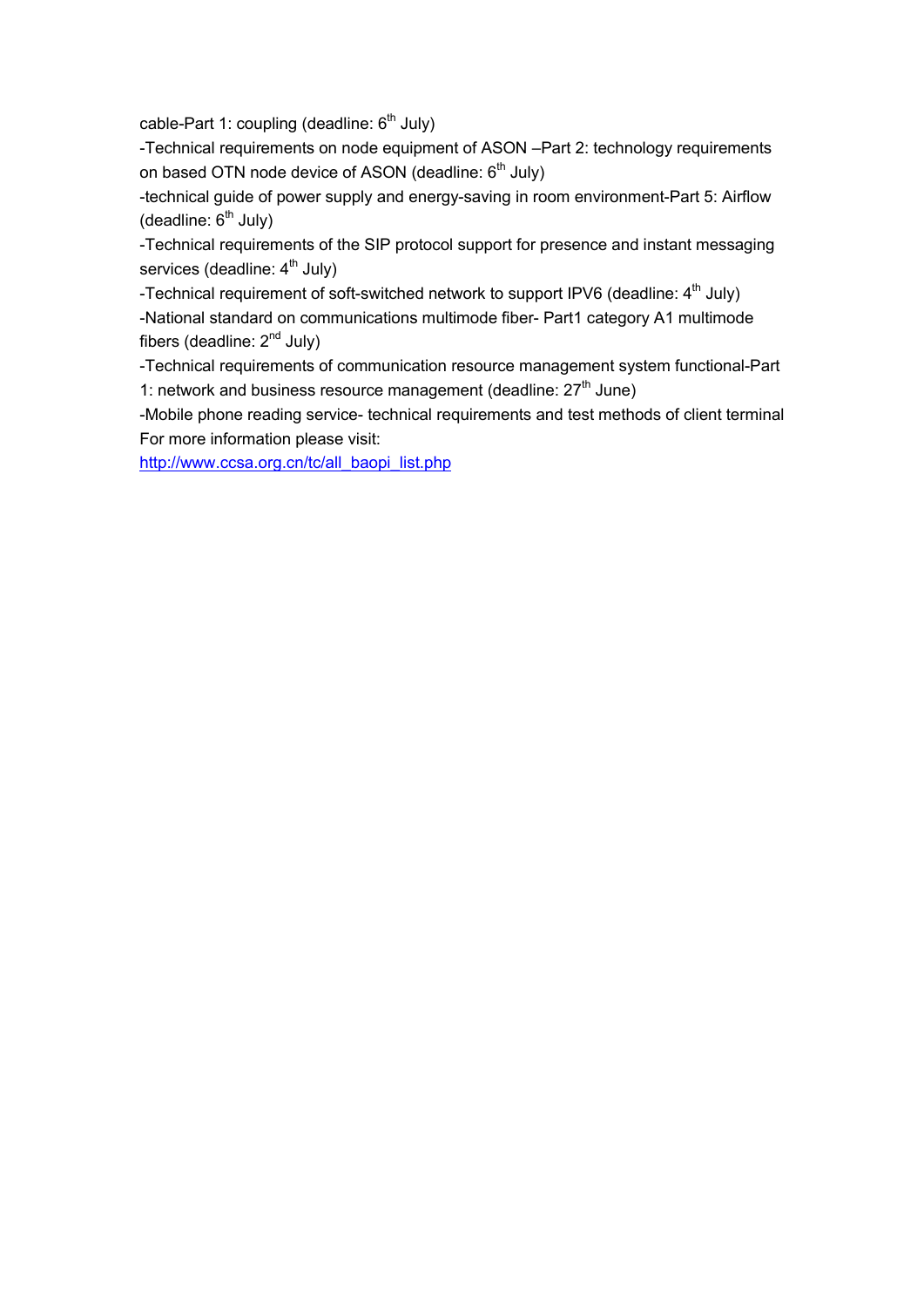cable-Part 1: coupling (deadline: 6th July)

-Technical requirements on node equipment of ASON –Part 2: technology requirements on based OTN node device of ASON (deadline: 6th July)

-technical guide of power supply and energy-saving in room environment-Part 5: Airflow (deadline: 6th July)

-Technical requirements of the SIP protocol support for presence and instant messaging services (deadline: 4th July)

-Technical requirement of soft-switched network to support IPV6 (deadline: 4th July)

-National standard on communications multimode fiber- Part1 category A1 multimode fibers (deadline: 2nd July)

-Technical requirements of communication resource management system functional-Part 1: network and business resource management (deadline: 27th June)

-Mobile phone reading service- technical requirements and test methods of client terminal

For more information please visit:

http://www.ccsa.org.cn/tc/all_baopi_list.php